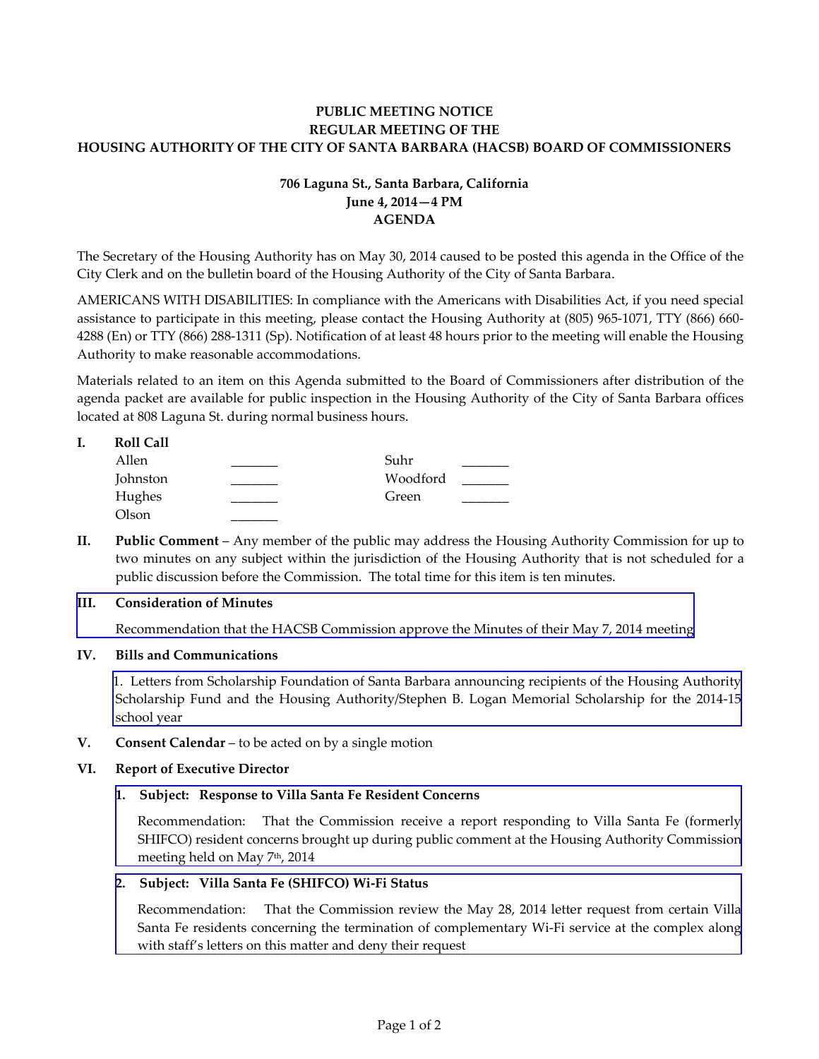**PUBLIC MEETING NOTICE**
**REGULAR MEETING OF THE**
**HOUSING AUTHORITY OF THE CITY OF SANTA BARBARA (HACSB) BOARD OF COMMISSIONERS**

**706 Laguna St., Santa Barbara, California**
**June 4, 2014—4 PM**
**AGENDA**

The Secretary of the Housing Authority has on May 30, 2014 caused to be posted this agenda in the Office of the City Clerk and on the bulletin board of the Housing Authority of the City of Santa Barbara.

AMERICANS WITH DISABILITIES: In compliance with the Americans with Disabilities Act, if you need special assistance to participate in this meeting, please contact the Housing Authority at (805) 965-1071, TTY (866) 660-4288 (En) or TTY (866) 288-1311 (Sp). Notification of at least 48 hours prior to the meeting will enable the Housing Authority to make reasonable accommodations.

Materials related to an item on this Agenda submitted to the Board of Commissioners after distribution of the agenda packet are available for public inspection in the Housing Authority of the City of Santa Barbara offices located at 808 Laguna St. during normal business hours.

**I. Roll Call**

| | | | |
|---|---|---|---|
| Allen | _______ | Suhr | _______ |
| Johnston | _______ | Woodford | _______ |
| Hughes | _______ | Green | _______ |
| Olson | _______ | | |

**II. Public Comment** – Any member of the public may address the Housing Authority Commission for up to two minutes on any subject within the jurisdiction of the Housing Authority that is not scheduled for a public discussion before the Commission. The total time for this item is ten minutes.

**III. Consideration of Minutes**

Recommendation that the HACSB Commission approve the Minutes of their May 7, 2014 meeting

**IV. Bills and Communications**

1. Letters from Scholarship Foundation of Santa Barbara announcing recipients of the Housing Authority Scholarship Fund and the Housing Authority/Stephen B. Logan Memorial Scholarship for the 2014-15 school year

**V. Consent Calendar** – to be acted on by a single motion

**VI. Report of Executive Director**

**1. Subject: Response to Villa Santa Fe Resident Concerns**

Recommendation: That the Commission receive a report responding to Villa Santa Fe (formerly SHIFCO) resident concerns brought up during public comment at the Housing Authority Commission meeting held on May 7th, 2014

**2. Subject: Villa Santa Fe (SHIFCO) Wi-Fi Status**

Recommendation: That the Commission review the May 28, 2014 letter request from certain Villa Santa Fe residents concerning the termination of complementary Wi-Fi service at the complex along with staff's letters on this matter and deny their request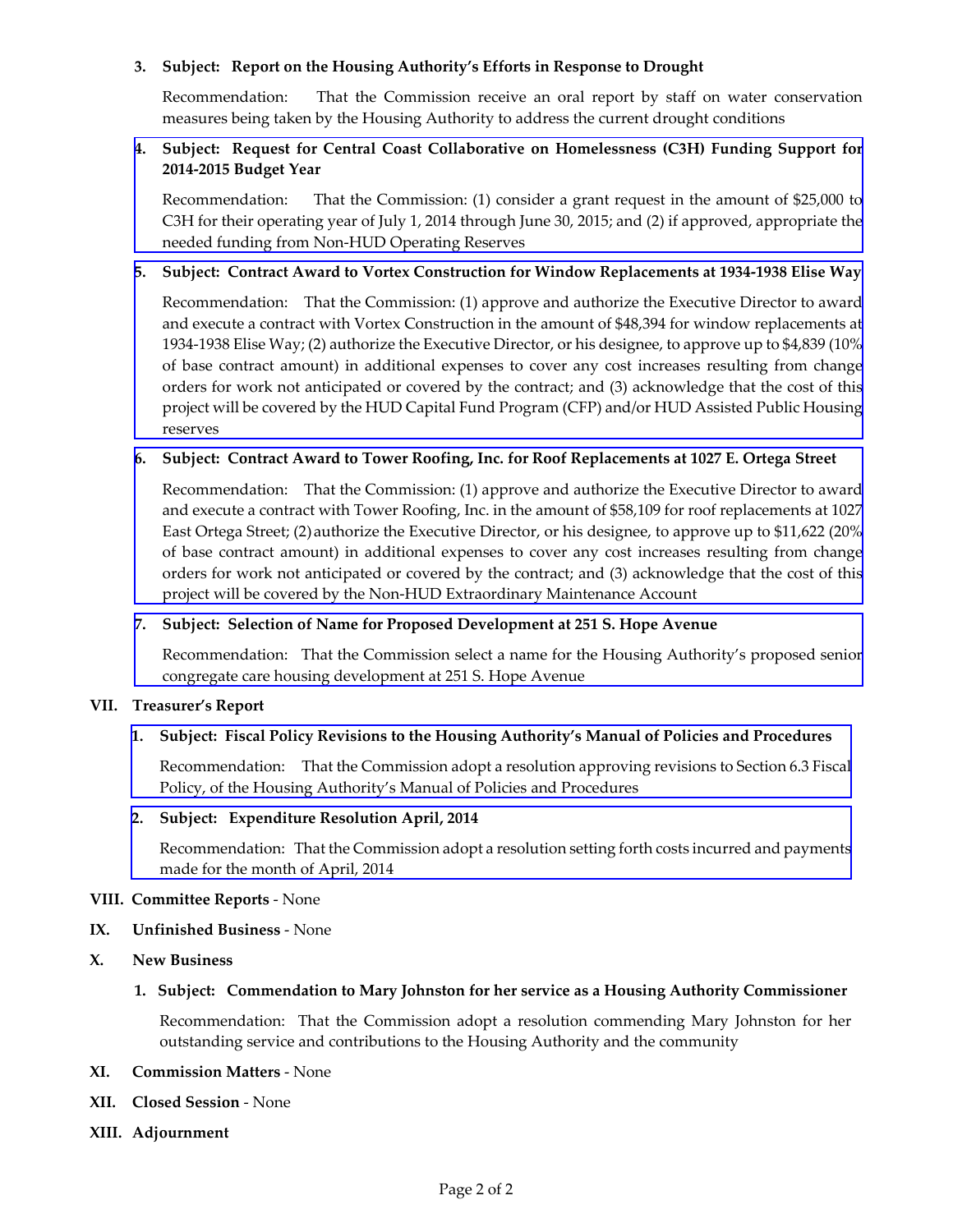3. **Subject: Report on the Housing Authority's Efforts in Response to Drought**

   Recommendation: That the Commission receive an oral report by staff on water conservation measures being taken by the Housing Authority to address the current drought conditions

4. **Subject: Request for Central Coast Collaborative on Homelessness (C3H) Funding Support for 2014-2015 Budget Year**

   Recommendation: That the Commission: (1) consider a grant request in the amount of $25,000 to C3H for their operating year of July 1, 2014 through June 30, 2015; and (2) if approved, appropriate the needed funding from Non-HUD Operating Reserves

5. **Subject: Contract Award to Vortex Construction for Window Replacements at 1934-1938 Elise Way**

   Recommendation: That the Commission: (1) approve and authorize the Executive Director to award and execute a contract with Vortex Construction in the amount of $48,394 for window replacements at 1934-1938 Elise Way; (2) authorize the Executive Director, or his designee, to approve up to $4,839 (10% of base contract amount) in additional expenses to cover any cost increases resulting from change orders for work not anticipated or covered by the contract; and (3) acknowledge that the cost of this project will be covered by the HUD Capital Fund Program (CFP) and/or HUD Assisted Public Housing reserves

6. **Subject: Contract Award to Tower Roofing, Inc. for Roof Replacements at 1027 E. Ortega Street**

   Recommendation: That the Commission: (1) approve and authorize the Executive Director to award and execute a contract with Tower Roofing, Inc. in the amount of $58,109 for roof replacements at 1027 East Ortega Street; (2) authorize the Executive Director, or his designee, to approve up to $11,622 (20% of base contract amount) in additional expenses to cover any cost increases resulting from change orders for work not anticipated or covered by the contract; and (3) acknowledge that the cost of this project will be covered by the Non-HUD Extraordinary Maintenance Account

7. **Subject: Selection of Name for Proposed Development at 251 S. Hope Avenue**

   Recommendation: That the Commission select a name for the Housing Authority's proposed senior congregate care housing development at 251 S. Hope Avenue

**VII. Treasurer's Report**

1. **Subject: Fiscal Policy Revisions to the Housing Authority's Manual of Policies and Procedures**

   Recommendation: That the Commission adopt a resolution approving revisions to Section 6.3 Fiscal Policy, of the Housing Authority's Manual of Policies and Procedures

2. **Subject: Expenditure Resolution April, 2014**

   Recommendation: That the Commission adopt a resolution setting forth costs incurred and payments made for the month of April, 2014

**VIII. Committee Reports** - None

**IX. Unfinished Business** - None

**X. New Business**

1. **Subject: Commendation to Mary Johnston for her service as a Housing Authority Commissioner**

   Recommendation: That the Commission adopt a resolution commending Mary Johnston for her outstanding service and contributions to the Housing Authority and the community

**XI. Commission Matters** - None

**XII. Closed Session** - None

**XIII. Adjournment**